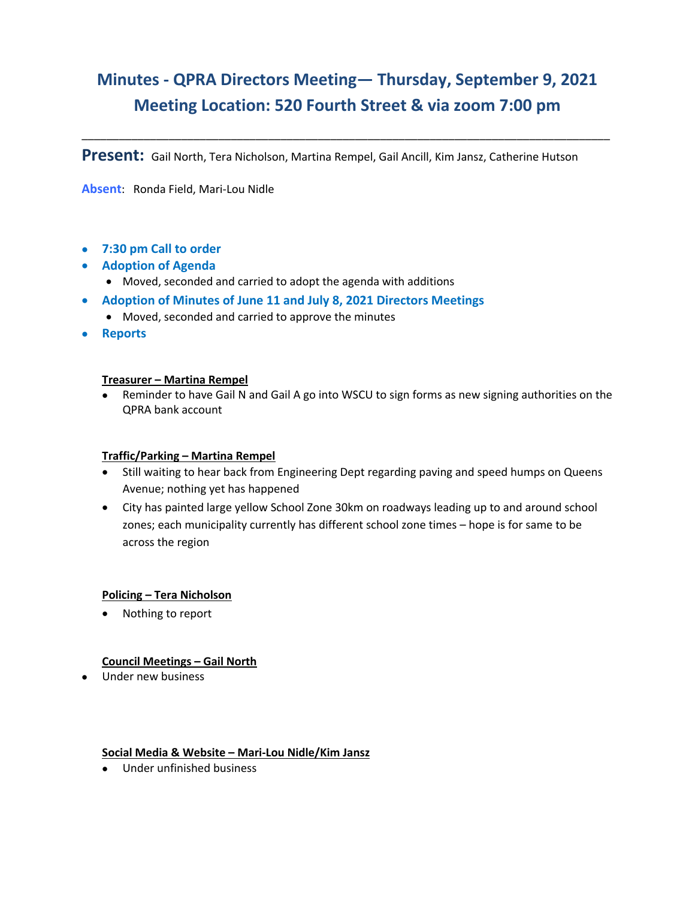# Minutes - QPRA Directors Meeting— Thursday, September 9, 2021
# Meeting Location: 520 Fourth Street & via zoom 7:00 pm

---

**Present:** Gail North, Tera Nicholson, Martina Rempel, Gail Ancill, Kim Jansz, Catherine Hutson

**Absent**: Ronda Field, Mari-Lou Nidle

- **7:30 pm Call to order**
- **Adoption of Agenda**
  - Moved, seconded and carried to adopt the agenda with additions
- **Adoption of Minutes of June 11 and July 8, 2021 Directors Meetings**
  - Moved, seconded and carried to approve the minutes
- **Reports**

**Treasurer – Martina Rempel**

- Reminder to have Gail N and Gail A go into WSCU to sign forms as new signing authorities on the QPRA bank account

**Traffic/Parking – Martina Rempel**

- Still waiting to hear back from Engineering Dept regarding paving and speed humps on Queens Avenue; nothing yet has happened
- City has painted large yellow School Zone 30km on roadways leading up to and around school zones; each municipality currently has different school zone times – hope is for same to be across the region

**Policing – Tera Nicholson**

- Nothing to report

**Council Meetings – Gail North**

- Under new business

**Social Media & Website – Mari-Lou Nidle/Kim Jansz**

- Under unfinished business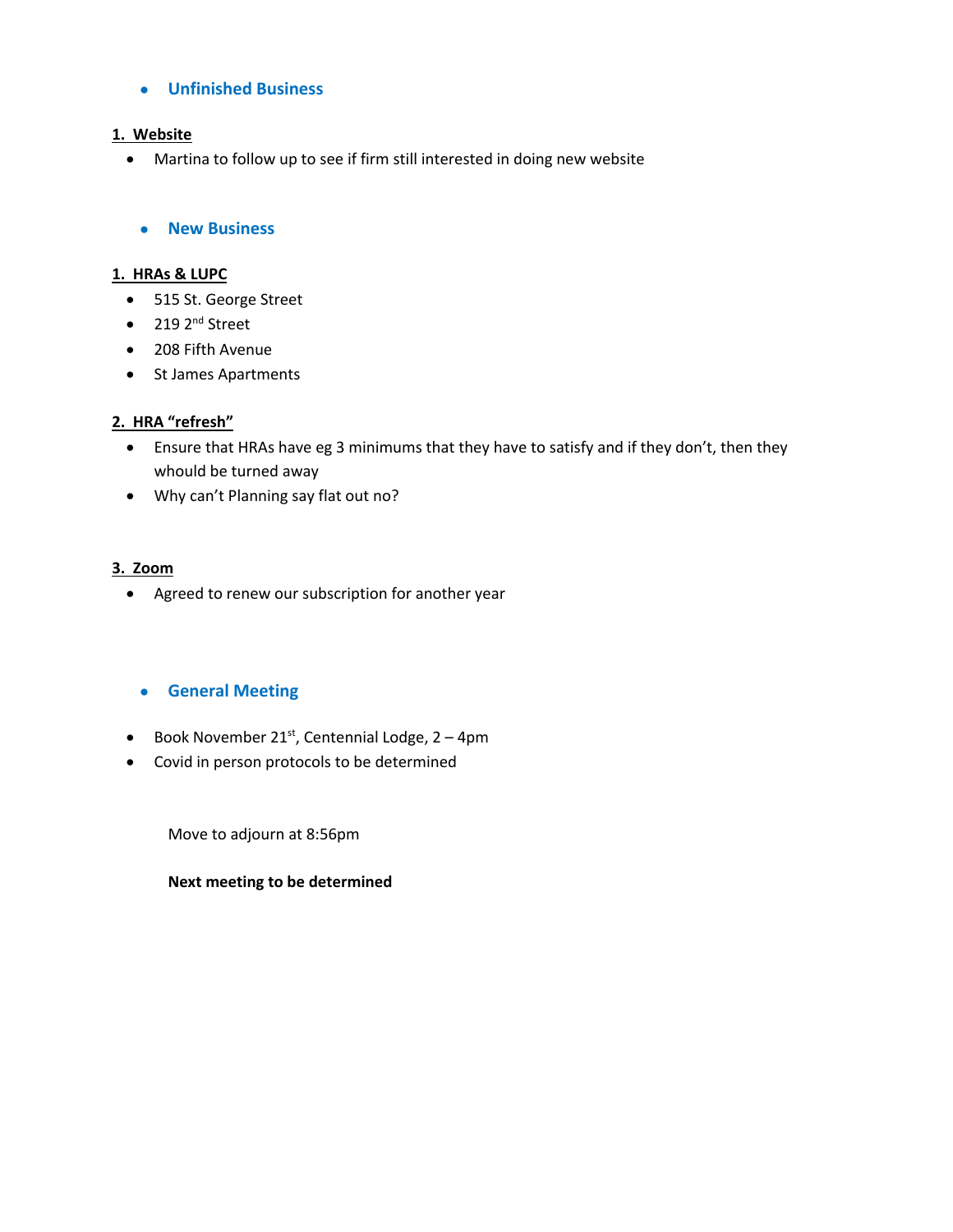- **Unfinished Business**

**1. Website**

- Martina to follow up to see if firm still interested in doing new website

- **New Business**

**1. HRAs & LUPC**

- 515 St. George Street
- 219 2nd Street
- 208 Fifth Avenue
- St James Apartments

**2. HRA "refresh"**

- Ensure that HRAs have eg 3 minimums that they have to satisfy and if they don't, then they whould be turned away
- Why can't Planning say flat out no?

**3. Zoom**

- Agreed to renew our subscription for another year

- **General Meeting**

- Book November 21st, Centennial Lodge, 2 – 4pm
- Covid in person protocols to be determined

Move to adjourn at 8:56pm

**Next meeting to be determined**